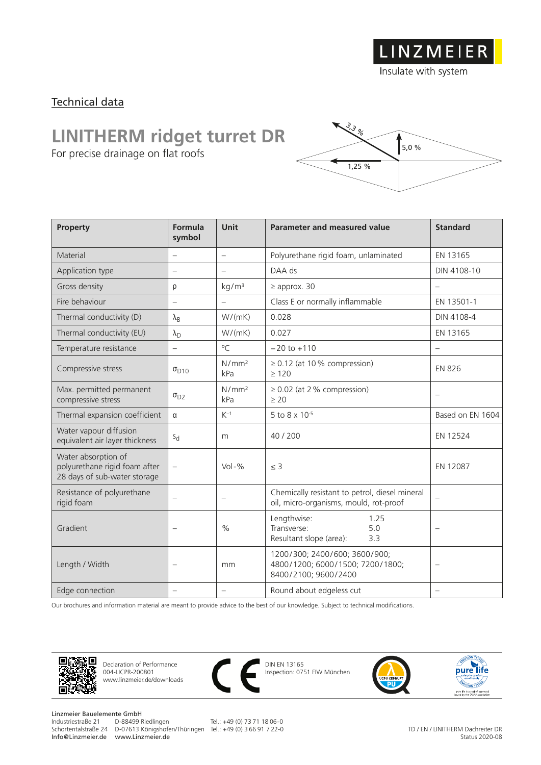LINZMEIER

Insulate with system

Technical data

# LINITHERM ridget turret DR

For precise drainage on flat roofs

3,3 %

5,0 %

1,25 %

| Property | Formula symbol | Unit | Parameter and measured value | Standard |
|---|---|---|---|---|
| Material | – | – | Polyurethane rigid foam, unlaminated | EN 13165 |
| Application type | – | – | DAA ds | DIN 4108-10 |
| Gross density | $\rho$ | kg/m³ | ≥ approx. 30 | – |
| Fire behaviour | – | – | Class E or normally inflammable | EN 13501-1 |
| Thermal conductivity (D) | $\lambda_B$ | W/(mK) | 0.028 | DIN 4108-4 |
| Thermal conductivity (EU) | $\lambda_D$ | W/(mK) | 0.027 | EN 13165 |
| Temperature resistance | – | °C | −20 to +110 | – |
| Compressive stress | $\sigma_{D10}$ | N/mm² kPa | ≥ 0.12 (at 10 % compression) ≥ 120 | EN 826 |
| Max. permitted permanent compressive stress | $\sigma_{D2}$ | N/mm² kPa | ≥ 0.02 (at 2 % compression) ≥ 20 | – |
| Thermal expansion coefficient | $\alpha$ | $K^{-1}$ | 5 to 8 x $10^{-5}$ | Based on EN 1604 |
| Water vapour diffusion equivalent air layer thickness | $s_d$ | m | 40 / 200 | EN 12524 |
| Water absorption of polyurethane rigid foam after 28 days of sub-water storage | – | Vol-% | ≤ 3 | EN 12087 |
| Resistance of polyurethane rigid foam | – | – | Chemically resistant to petrol, diesel mineral oil, micro-organisms, mould, rot-proof | – |
| Gradient | – | % | Lengthwise: 1.25<br>Transverse: 5.0<br>Resultant slope (area): 3.3 | – |
| Length / Width | – | mm | 1200/300; 2400/600; 3600/900; 4800/1200; 6000/1500; 7200/1800; 8400/2100; 9600/2400 | – |
| Edge connection | – | – | Round about edgeless cut | – |

Our brochures and information material are meant to provide advice to the best of our knowledge. Subject to technical modifications.

Declaration of Performance
004-LICPR-200801
www.linzmeier.de/downloads

DIN EN 13165
Inspection: 0751 FIW München

Linzmeier Bauelemente GmbH
Industriestraße 21 D-88499 Riedlingen Tel.: +49 (0) 73 71 18 06-0
Schortentalstraße 24 D-07613 Königshofen/Thüringen Tel.: +49 (0) 3 66 91 7 22-0
Info@Linzmeier.de www.Linzmeier.de

TD / EN / LINITHERM Dachreiter DR
Status 2020-08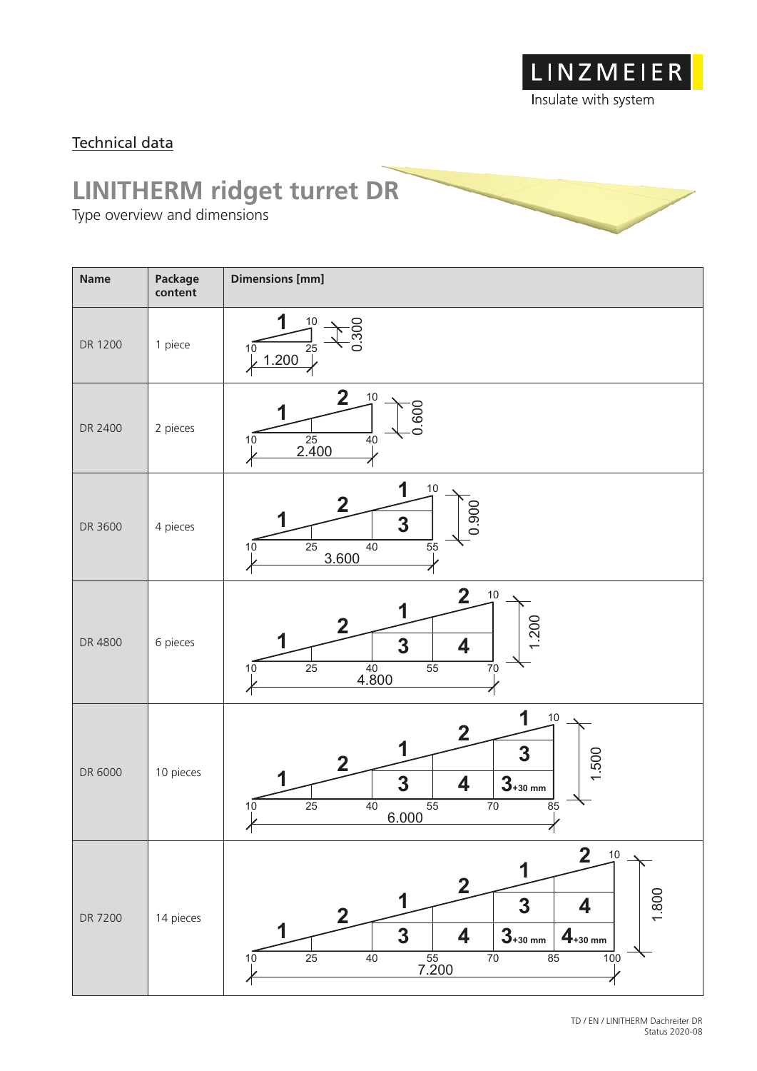Technical data

# LINITHERM ridget turret DR

Type overview and dimensions

| Name | Package content | Dimensions [mm] |
|---|---|---|
| DR 1200 | 1 piece | Pieces: 1 · Length 1.200 · Height 0.300 · Marks: 10, 25, 10 |
| DR 2400 | 2 pieces | Pieces: 1, 2 · Length 2.400 · Height 0.600 · Marks: 10, 25, 40, 10 |
| DR 3600 | 4 pieces | Pieces: 1, 2, 1, 3 · Length 3.600 · Height 0.900 · Marks: 10, 25, 40, 55, 10 |
| DR 4800 | 6 pieces | Pieces: 1, 2, 1, 2, 3, 4 · Length 4.800 · Height 1.200 · Marks: 10, 25, 40, 55, 70, 10 |
| DR 6000 | 10 pieces | Pieces: 1, 2, 1, 2, 1, 3, 4, 3, 3 +30 mm · Length 6.000 · Height 1.500 · Marks: 10, 25, 40, 55, 70, 85, 10 |
| DR 7200 | 14 pieces | Pieces: 1, 2, 1, 2, 1, 2, 3, 4, 3, 4, 3 +30 mm, 4 +30 mm · Length 7.200 · Height 1.800 · Marks: 10, 25, 40, 55, 70, 85, 100, 10 |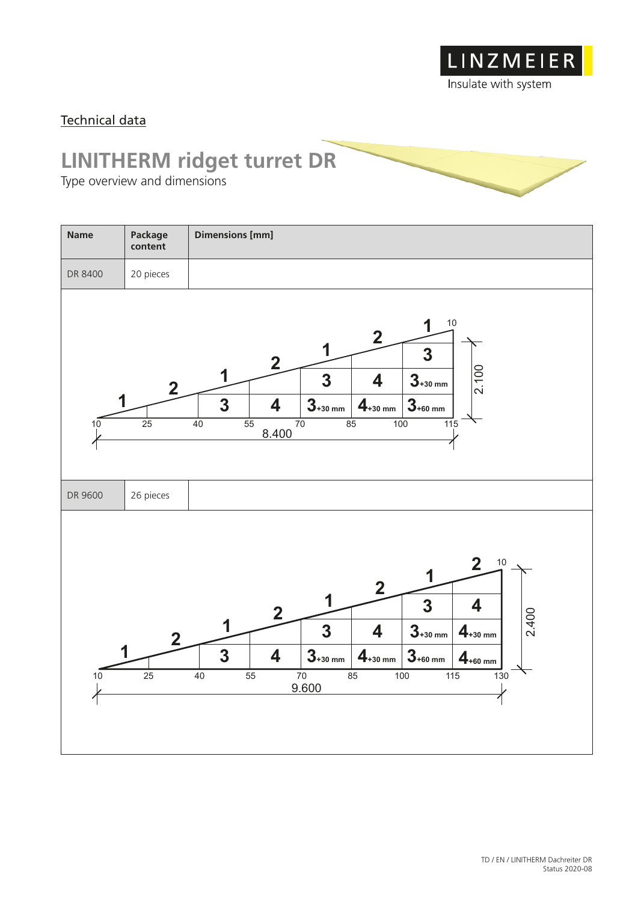LINZMEIER

Insulate with system

Technical data

# LINITHERM ridget turret DR

Type overview and dimensions

| Name | Package content | Dimensions [mm] |
|---|---|---|
| DR 8400 | 20 pieces | |
| DR 9600 | 26 pieces | |

DR 8400: length 8.400, height 2.100; heights 10, 25, 40, 55, 70, 85, 100, 115, 10

Layers: 1, 2, 1, 2, 1, 2, 1; 3, 4, 3, 4, 3; $3_{+30\text{ mm}}$, $4_{+30\text{ mm}}$, $3_{+60\text{ mm}}$, $3_{+30\text{ mm}}$

DR 9600: length 9.600, height 2.400; heights 10, 25, 40, 55, 70, 85, 100, 115, 130, 10

Layers: 1, 2, 1, 2, 1, 2, 1, 2; 3, 4, 3, 4, 3, 4; $3_{+30\text{ mm}}$, $4_{+30\text{ mm}}$, $3_{+60\text{ mm}}$, $4_{+60\text{ mm}}$, $3_{+30\text{ mm}}$, $4_{+30\text{ mm}}$

TD / EN / LINITHERM Dachreiter DR
Status 2020-08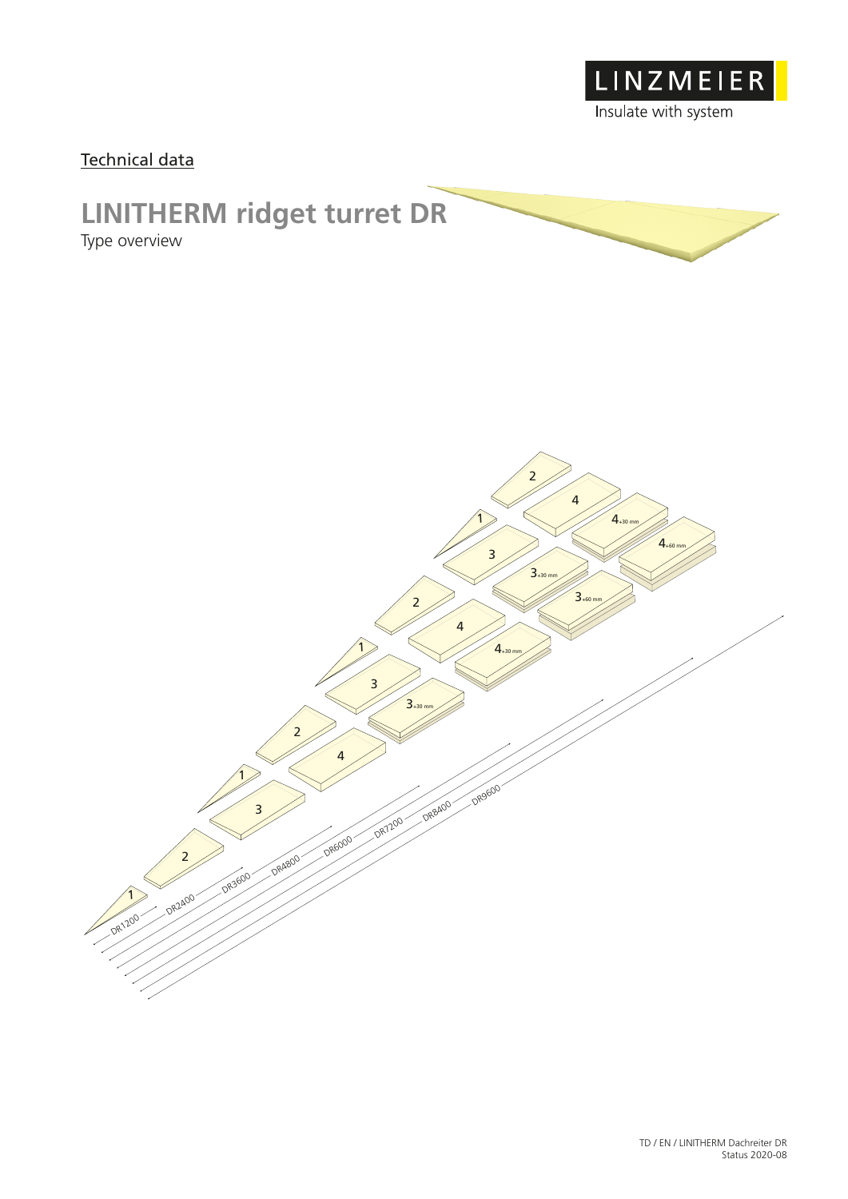Technical data

# LINITHERM ridget turret DR

Type overview

2
4
1
$4_{+30\ mm}$
3
$4_{+60\ mm}$
$3_{+30\ mm}$
2
$3_{+60\ mm}$
4
1
$4_{+30\ mm}$
3
$3_{+30\ mm}$
2
4
1
3
2
1

DR1200
DR2400
DR3600
DR4800
DR6000
DR7200
DR8400
DR9600

TD / EN / LINITHERM Dachreiter DR
Status 2020-08